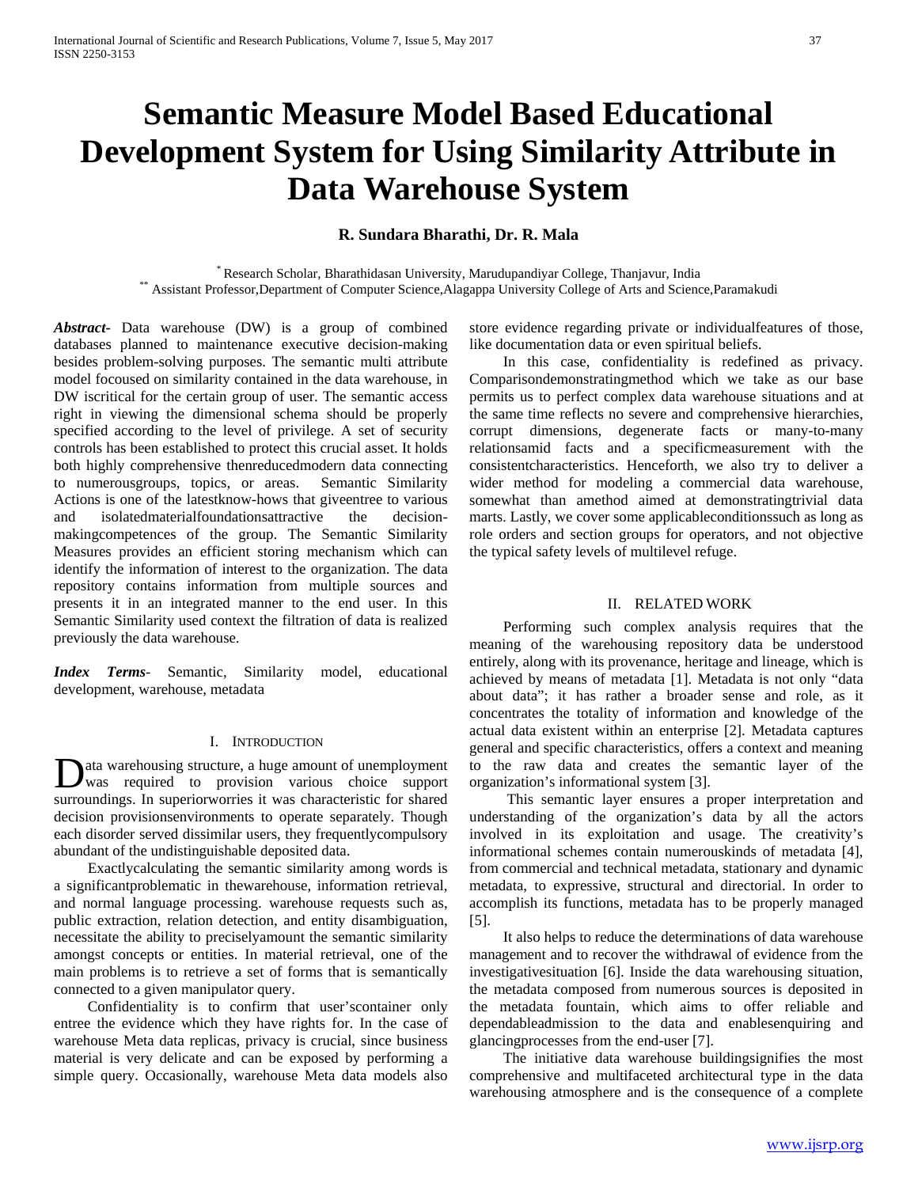# Semantic Measure Model Based Educational Development System for Using Similarity Attribute in Data Warehouse System

**R. Sundara Bharathi, Dr. R. Mala**

[*] Research Scholar, Bharathidasan University, Marudupandiyar College, Thanjavur, India
[**] Assistant Professor,Department of Computer Science,Alagappa University College of Arts and Science,Paramakudi

***Abstract-*** Data warehouse (DW) is a group of combined databases planned to maintenance executive decision-making besides problem-solving purposes. The semantic multi attribute model focoused on similarity contained in the data warehouse, in DW iscritical for the certain group of user. The semantic access right in viewing the dimensional schema should be properly specified according to the level of privilege. A set of security controls has been established to protect this crucial asset. It holds both highly comprehensive thenreducedmodern data connecting to numerousgroups, topics, or areas. Semantic Similarity Actions is one of the latestknow-hows that giveentree to various and isolatedmaterialfoundationsattractive the decision-makingcompetences of the group. The Semantic Similarity Measures provides an efficient storing mechanism which can identify the information of interest to the organization. The data repository contains information from multiple sources and presents it in an integrated manner to the end user. In this Semantic Similarity used context the filtration of data is realized previously the data warehouse.

***Index Terms*-** Semantic, Similarity model, educational development, warehouse, metadata

## I. Introduction

Data warehousing structure, a huge amount of unemployment was required to provision various choice support surroundings. In superiorworries it was characteristic for shared decision provisionsenvironments to operate separately. Though each disorder served dissimilar users, they frequentlycompulsory abundant of the undistinguishable deposited data.

Exactlycalculating the semantic similarity among words is a significantproblematic in thewarehouse, information retrieval, and normal language processing. warehouse requests such as, public extraction, relation detection, and entity disambiguation, necessitate the ability to preciselyamount the semantic similarity amongst concepts or entities. In material retrieval, one of the main problems is to retrieve a set of forms that is semantically connected to a given manipulator query.

Confidentiality is to confirm that user'scontainer only entree the evidence which they have rights for. In the case of warehouse Meta data replicas, privacy is crucial, since business material is very delicate and can be exposed by performing a simple query. Occasionally, warehouse Meta data models also store evidence regarding private or individualfeatures of those, like documentation data or even spiritual beliefs.

In this case, confidentiality is redefined as privacy. Comparisondemonstratingmethod which we take as our base permits us to perfect complex data warehouse situations and at the same time reflects no severe and comprehensive hierarchies, corrupt dimensions, degenerate facts or many-to-many relationsamid facts and a specificmeasurement with the consistentcharacteristics. Henceforth, we also try to deliver a wider method for modeling a commercial data warehouse, somewhat than amethod aimed at demonstratingtrivial data marts. Lastly, we cover some applicableconditionssuch as long as role orders and section groups for operators, and not objective the typical safety levels of multilevel refuge.

## II. Related Work

Performing such complex analysis requires that the meaning of the warehousing repository data be understood entirely, along with its provenance, heritage and lineage, which is achieved by means of metadata [1]. Metadata is not only "data about data"; it has rather a broader sense and role, as it concentrates the totality of information and knowledge of the actual data existent within an enterprise [2]. Metadata captures general and specific characteristics, offers a context and meaning to the raw data and creates the semantic layer of the organization's informational system [3].

This semantic layer ensures a proper interpretation and understanding of the organization's data by all the actors involved in its exploitation and usage. The creativity's informational schemes contain numerouskinds of metadata [4], from commercial and technical metadata, stationary and dynamic metadata, to expressive, structural and directorial. In order to accomplish its functions, metadata has to be properly managed [5].

It also helps to reduce the determinations of data warehouse management and to recover the withdrawal of evidence from the investigativesituation [6]. Inside the data warehousing situation, the metadata composed from numerous sources is deposited in the metadata fountain, which aims to offer reliable and dependableadmission to the data and enablesenquiring and glancingprocesses from the end-user [7].

The initiative data warehouse buildingsignifies the most comprehensive and multifaceted architectural type in the data warehousing atmosphere and is the consequence of a complete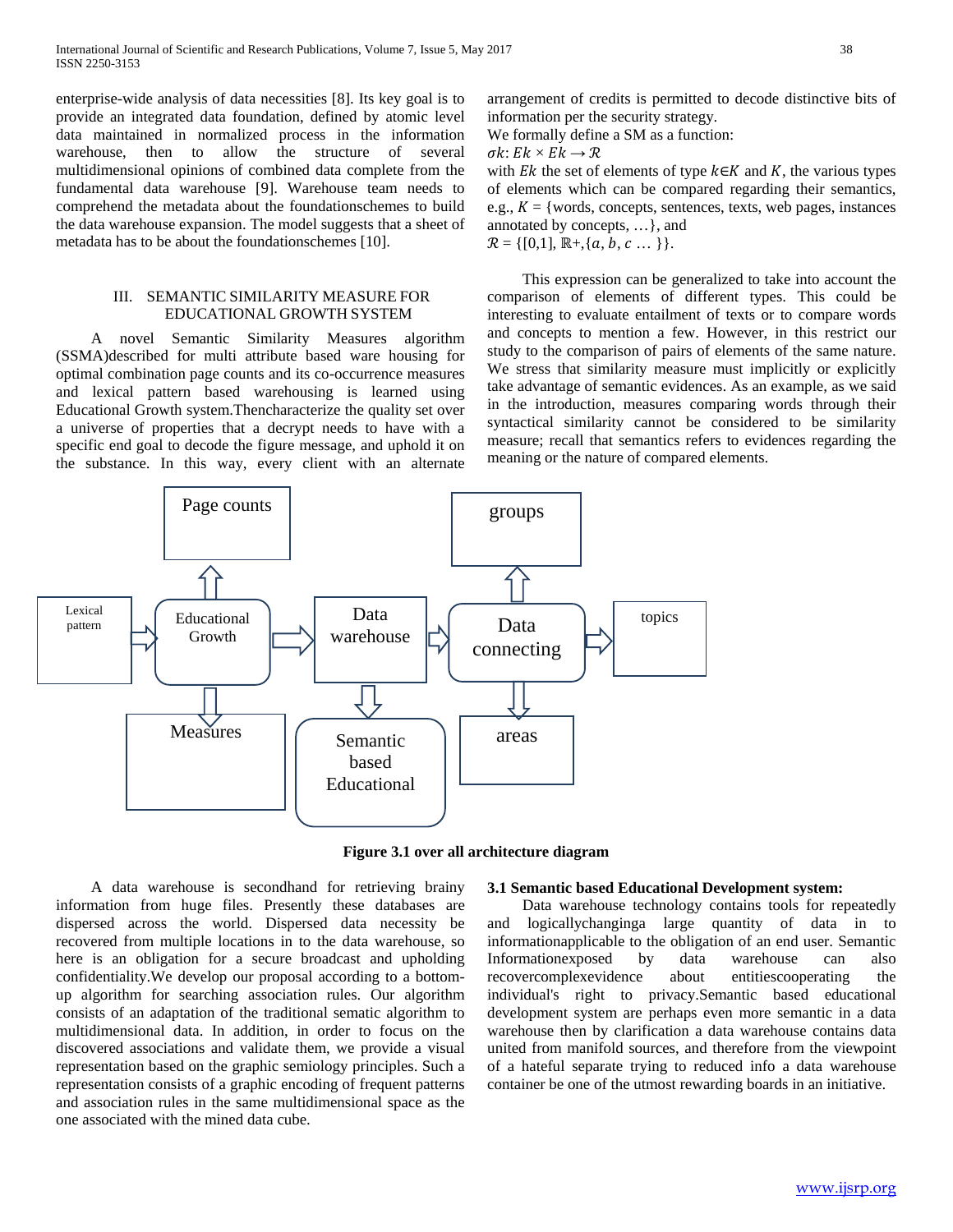enterprise-wide analysis of data necessities [8]. Its key goal is to provide an integrated data foundation, defined by atomic level data maintained in normalized process in the information warehouse, then to allow the structure of several multidimensional opinions of combined data complete from the fundamental data warehouse [9]. Warehouse team needs to comprehend the metadata about the foundationschemes to build the data warehouse expansion. The model suggests that a sheet of metadata has to be about the foundationschemes [10].

## III. SEMANTIC SIMILARITY MEASURE FOR EDUCATIONAL GROWTH SYSTEM

A novel Semantic Similarity Measures algorithm (SSMA)described for multi attribute based ware housing for optimal combination page counts and its co-occurrence measures and lexical pattern based warehousing is learned using Educational Growth system.Thencharacterize the quality set over a universe of properties that a decrypt needs to have with a specific end goal to decode the figure message, and uphold it on the substance. In this way, every client with an alternate arrangement of credits is permitted to decode distinctive bits of information per the security strategy.

We formally define a SM as a function:

$\sigma k: Ek \times Ek \rightarrow \mathcal{R}$

with $Ek$ the set of elements of type $k \in K$ and $K$, the various types of elements which can be compared regarding their semantics, e.g., $K$ = {words, concepts, sentences, texts, web pages, instances annotated by concepts, …}, and

$\mathcal{R} = \{[0,1], \mathbb{R}+, \{a, b, c \ldots\}\}$.

This expression can be generalized to take into account the comparison of elements of different types. This could be interesting to evaluate entailment of texts or to compare words and concepts to mention a few. However, in this restrict our study to the comparison of pairs of elements of the same nature. We stress that similarity measure must implicitly or explicitly take advantage of semantic evidences. As an example, as we said in the introduction, measures comparing words through their syntactical similarity cannot be considered to be similarity measure; recall that semantics refers to evidences regarding the meaning or the nature of compared elements.

**Figure 3.1 over all architecture diagram**

A data warehouse is secondhand for retrieving brainy information from huge files. Presently these databases are dispersed across the world. Dispersed data necessity be recovered from multiple locations in to the data warehouse, so here is an obligation for a secure broadcast and upholding confidentiality.We develop our proposal according to a bottom-up algorithm for searching association rules. Our algorithm consists of an adaptation of the traditional sematic algorithm to multidimensional data. In addition, in order to focus on the discovered associations and validate them, we provide a visual representation based on the graphic semiology principles. Such a representation consists of a graphic encoding of frequent patterns and association rules in the same multidimensional space as the one associated with the mined data cube.

### 3.1 Semantic based Educational Development system:

Data warehouse technology contains tools for repeatedly and logicallychanginga large quantity of data in to informationapplicable to the obligation of an end user. Semantic Informationexposed by data warehouse can also recovercomplexevidence about entitiescooperating the individual's right to privacy.Semantic based educational development system are perhaps even more semantic in a data warehouse then by clarification a data warehouse contains data united from manifold sources, and therefore from the viewpoint of a hateful separate trying to reduced info a data warehouse container be one of the utmost rewarding boards in an initiative.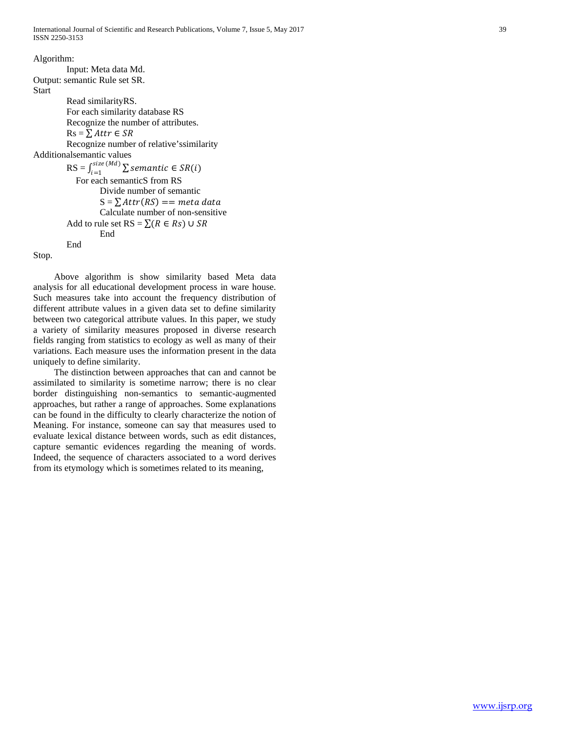Algorithm:

Input: Meta data Md.

Output: semantic Rule set SR.

Start

Read similarityRS.

For each similarity database RS

Recognize the number of attributes.

Rs = $\sum Attr \in SR$

Recognize number of relative'ssimilarity

Additionalsemantic values

RS = $\int_{i=1}^{size(Md)} \sum semantic \in SR(i)$

For each semanticS from RS

Divide number of semantic

S = $\sum Attr(RS) == meta\ data$

Calculate number of non-sensitive

Add to rule set RS = $\sum(R \in Rs) \cup SR$

End

End

Stop.

Above algorithm is show similarity based Meta data analysis for all educational development process in ware house. Such measures take into account the frequency distribution of different attribute values in a given data set to define similarity between two categorical attribute values. In this paper, we study a variety of similarity measures proposed in diverse research fields ranging from statistics to ecology as well as many of their variations. Each measure uses the information present in the data uniquely to define similarity.

The distinction between approaches that can and cannot be assimilated to similarity is sometime narrow; there is no clear border distinguishing non-semantics to semantic-augmented approaches, but rather a range of approaches. Some explanations can be found in the difficulty to clearly characterize the notion of Meaning. For instance, someone can say that measures used to evaluate lexical distance between words, such as edit distances, capture semantic evidences regarding the meaning of words. Indeed, the sequence of characters associated to a word derives from its etymology which is sometimes related to its meaning,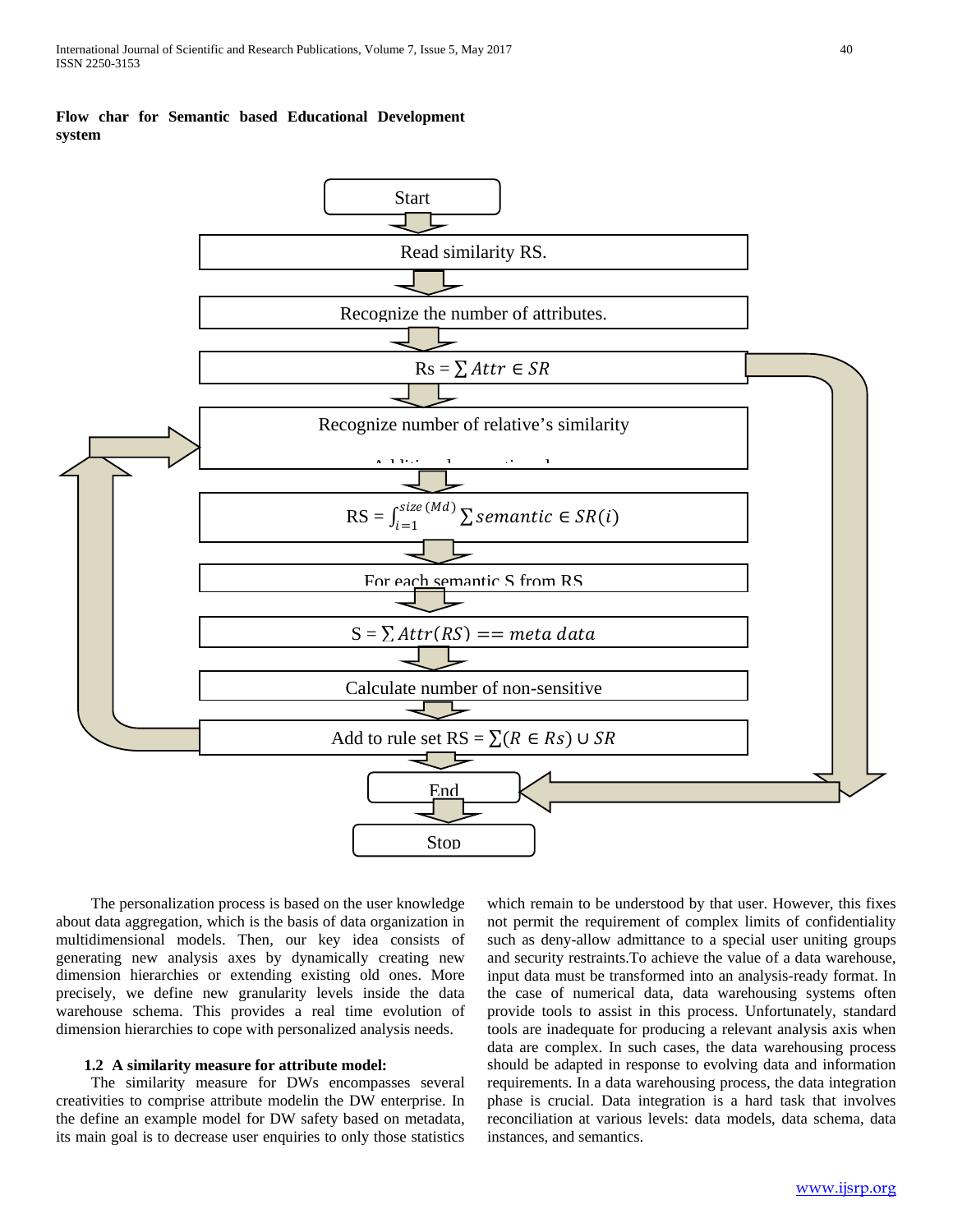**Flow char for Semantic based Educational Development system**

Start

Read similarity RS.

Recognize the number of attributes.

Rs = $\sum Attr \in SR$

Recognize number of relative's similarity

RS = $\int_{i=1}^{size\,(Md)} \sum semantic \in SR(i)$

For each semantic S from RS

S = $\sum Attr(RS) == meta\ data$

Calculate number of non-sensitive

Add to rule set RS = $\sum(R \in Rs) \cup SR$

End

Stop

The personalization process is based on the user knowledge about data aggregation, which is the basis of data organization in multidimensional models. Then, our key idea consists of generating new analysis axes by dynamically creating new dimension hierarchies or extending existing old ones. More precisely, we define new granularity levels inside the data warehouse schema. This provides a real time evolution of dimension hierarchies to cope with personalized analysis needs.

### 1.2 A similarity measure for attribute model:

The similarity measure for DWs encompasses several creativities to comprise attribute modelin the DW enterprise. In the define an example model for DW safety based on metadata, its main goal is to decrease user enquiries to only those statistics which remain to be understood by that user. However, this fixes not permit the requirement of complex limits of confidentiality such as deny-allow admittance to a special user uniting groups and security restraints.To achieve the value of a data warehouse, input data must be transformed into an analysis-ready format. In the case of numerical data, data warehousing systems often provide tools to assist in this process. Unfortunately, standard tools are inadequate for producing a relevant analysis axis when data are complex. In such cases, the data warehousing process should be adapted in response to evolving data and information requirements. In a data warehousing process, the data integration phase is crucial. Data integration is a hard task that involves reconciliation at various levels: data models, data schema, data instances, and semantics.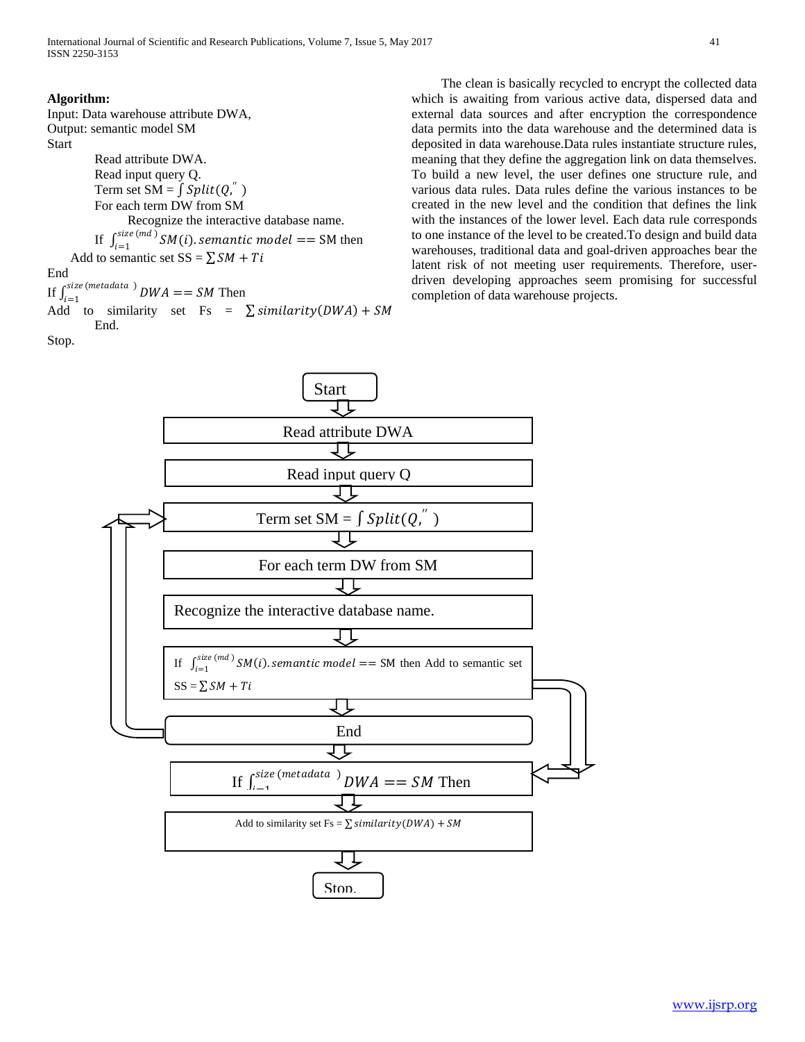**Algorithm:**

Input: Data warehouse attribute DWA,

Output: semantic model SM

Start

Read attribute DWA.

Read input query Q.

Term set SM = $\int Split(Q,'')$

For each term DW from SM

Recognize the interactive database name.

If $\int_{i=1}^{size\,(md)} SM(i).semantic\ model == \text{SM}$ then

Add to semantic set SS = $\sum SM + Ti$

End

If $\int_{i=1}^{size\,(metadata\ )} DWA == SM$ Then

Add to similarity set Fs = $\sum similarity(DWA) + SM$

End.

Stop.

The clean is basically recycled to encrypt the collected data which is awaiting from various active data, dispersed data and external data sources and after encryption the correspondence data permits into the data warehouse and the determined data is deposited in data warehouse.Data rules instantiate structure rules, meaning that they define the aggregation link on data themselves. To build a new level, the user defines one structure rule, and various data rules. Data rules define the various instances to be created in the new level and the condition that defines the link with the instances of the lower level. Each data rule corresponds to one instance of the level to be created.To design and build data warehouses, traditional data and goal-driven approaches bear the latent risk of not meeting user requirements. Therefore, user-driven developing approaches seem promising for successful completion of data warehouse projects.

Start

Read attribute DWA

Read input query Q

Term set SM = $\int Split(Q,'')$

For each term DW from SM

Recognize the interactive database name.

If $\int_{i=1}^{size\,(md)} SM(i).semantic\ model == \text{SM}$ then Add to semantic set SS = $\sum SM + Ti$

End

If $\int_{i=1}^{size\,(metadata\ )} DWA == SM$ Then

Add to similarity set Fs = $\sum similarity(DWA) + SM$

Stop.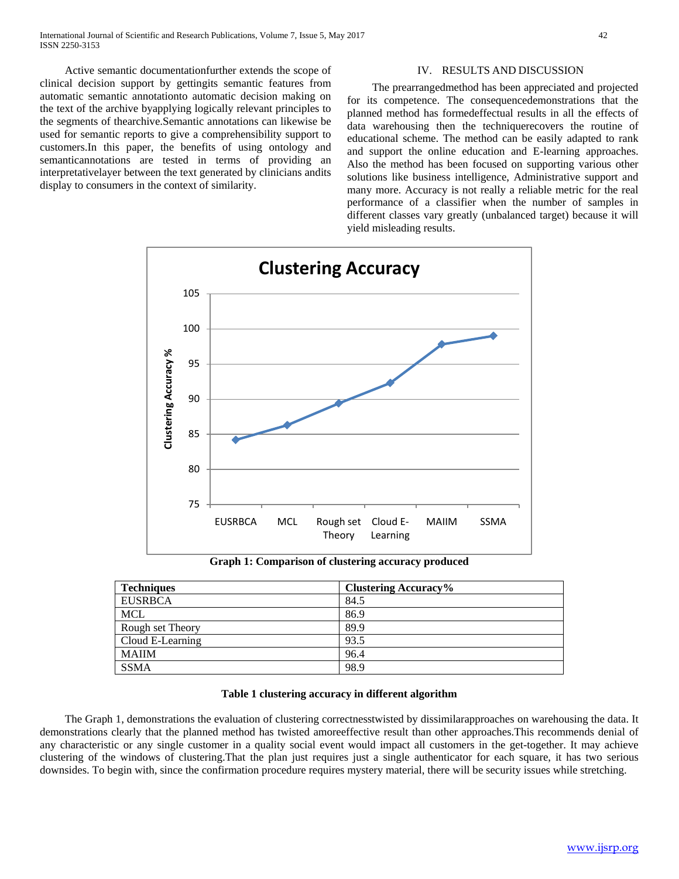Active semantic documentationfurther extends the scope of clinical decision support by gettingits semantic features from automatic semantic annotationto automatic decision making on the text of the archive byapplying logically relevant principles to the segments of thearchive.Semantic annotations can likewise be used for semantic reports to give a comprehensibility support to customers.In this paper, the benefits of using ontology and semanticannotations are tested in terms of providing an interpretativelayer between the text generated by clinicians andits display to consumers in the context of similarity.

## IV. RESULTS AND DISCUSSION

The prearrangedmethod has been appreciated and projected for its competence. The consequencedemonstrations that the planned method has formedeffectual results in all the effects of data warehousing then the techniquerecovers the routine of educational scheme. The method can be easily adapted to rank and support the online education and E-learning approaches. Also the method has been focused on supporting various other solutions like business intelligence, Administrative support and many more. Accuracy is not really a reliable metric for the real performance of a classifier when the number of samples in different classes vary greatly (unbalanced target) because it will yield misleading results.

**Graph 1: Comparison of clustering accuracy produced**

| Techniques | Clustering Accuracy% |
|---|---|
| EUSRBCA | 84.5 |
| MCL | 86.9 |
| Rough set Theory | 89.9 |
| Cloud E-Learning | 93.5 |
| MAIIM | 96.4 |
| SSMA | 98.9 |

**Table 1 clustering accuracy in different algorithm**

The Graph 1, demonstrations the evaluation of clustering correctnesstwisted by dissimilarapproaches on warehousing the data. It demonstrations clearly that the planned method has twisted amoreeffective result than other approaches.This recommends denial of any characteristic or any single customer in a quality social event would impact all customers in the get-together. It may achieve clustering of the windows of clustering.That the plan just requires just a single authenticator for each square, it has two serious downsides. To begin with, since the confirmation procedure requires mystery material, there will be security issues while stretching.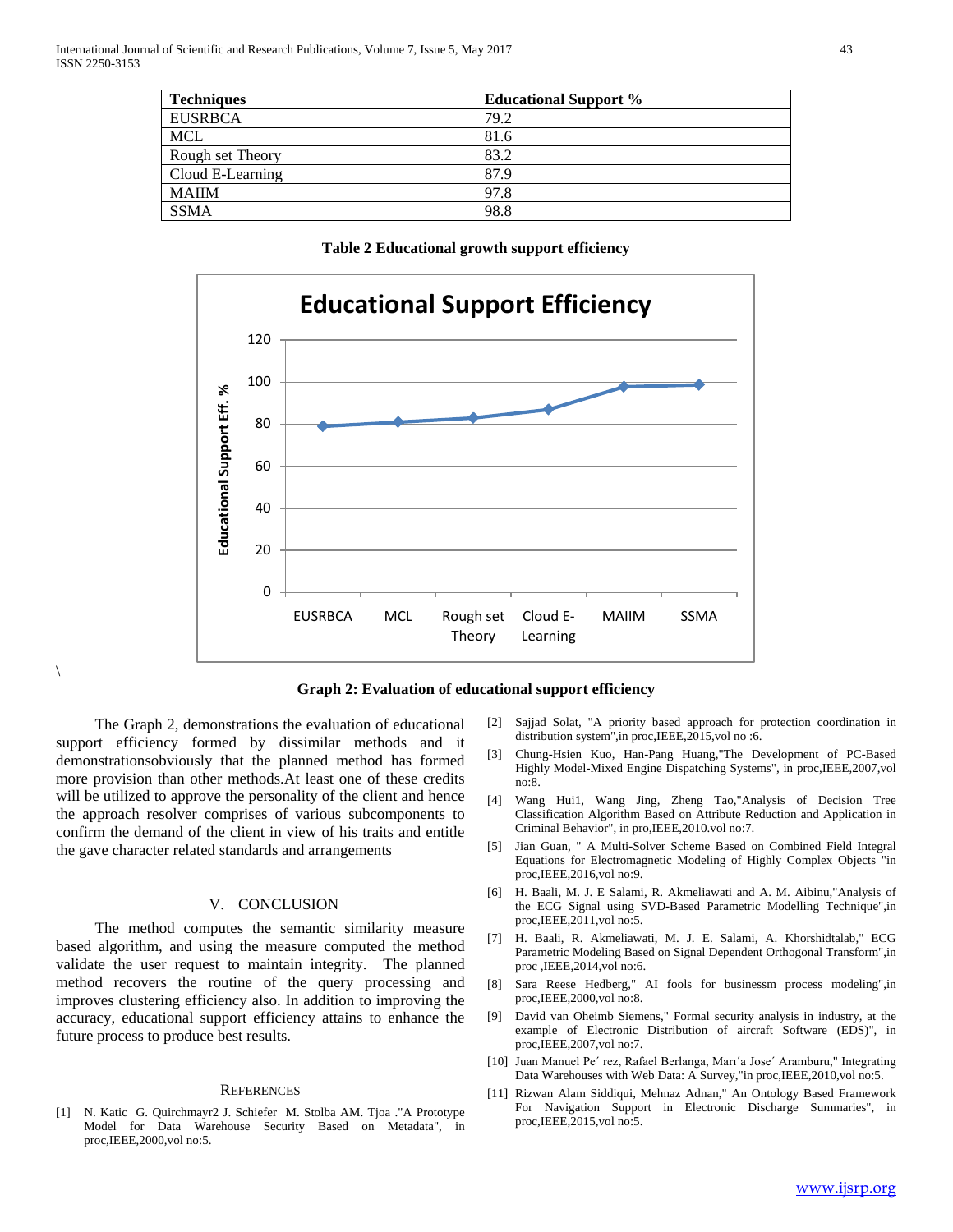| Techniques | Educational Support % |
|---|---|
| EUSRBCA | 79.2 |
| MCL | 81.6 |
| Rough set Theory | 83.2 |
| Cloud E-Learning | 87.9 |
| MAIIM | 97.8 |
| SSMA | 98.8 |

**Table 2 Educational growth support efficiency**

**Graph 2: Evaluation of educational support efficiency**

The Graph 2, demonstrations the evaluation of educational support efficiency formed by dissimilar methods and it demonstrationsobviously that the planned method has formed more provision than other methods.At least one of these credits will be utilized to approve the personality of the client and hence the approach resolver comprises of various subcomponents to confirm the demand of the client in view of his traits and entitle the gave character related standards and arrangements

## V. CONCLUSION

The method computes the semantic similarity measure based algorithm, and using the measure computed the method validate the user request to maintain integrity. The planned method recovers the routine of the query processing and improves clustering efficiency also. In addition to improving the accuracy, educational support efficiency attains to enhance the future process to produce best results.

## REFERENCES

[1] N. Katic G. Quirchmayr2 J. Schiefer M. Stolba AM. Tjoa ."A Prototype Model for Data Warehouse Security Based on Metadata", in proc,IEEE,2000,vol no:5.

[2] Sajjad Solat, "A priority based approach for protection coordination in distribution system",in proc,IEEE,2015,vol no :6.

[3] Chung-Hsien Kuo, Han-Pang Huang,"The Development of PC-Based Highly Model-Mixed Engine Dispatching Systems", in proc,IEEE,2007,vol no:8.

[4] Wang Hui1, Wang Jing, Zheng Tao,"Analysis of Decision Tree Classification Algorithm Based on Attribute Reduction and Application in Criminal Behavior", in pro,IEEE,2010.vol no:7.

[5] Jian Guan, " A Multi-Solver Scheme Based on Combined Field Integral Equations for Electromagnetic Modeling of Highly Complex Objects "in proc,IEEE,2016,vol no:9.

[6] H. Baali, M. J. E Salami, R. Akmeliawati and A. M. Aibinu,"Analysis of the ECG Signal using SVD-Based Parametric Modelling Technique",in proc,IEEE,2011,vol no:5.

[7] H. Baali, R. Akmeliawati, M. J. E. Salami, A. Khorshidtalab," ECG Parametric Modeling Based on Signal Dependent Orthogonal Transform",in proc ,IEEE,2014,vol no:6.

[8] Sara Reese Hedberg," AI fools for businessm process modeling",in proc,IEEE,2000,vol no:8.

[9] David van Oheimb Siemens," Formal security analysis in industry, at the example of Electronic Distribution of aircraft Software (EDS)", in proc,IEEE,2007,vol no:7.

[10] Juan Manuel Pe´ rez, Rafael Berlanga, Marı´a Jose´ Aramburu," Integrating Data Warehouses with Web Data: A Survey,"in proc,IEEE,2010,vol no:5.

[11] Rizwan Alam Siddiqui, Mehnaz Adnan," An Ontology Based Framework For Navigation Support in Electronic Discharge Summaries", in proc,IEEE,2015,vol no:5.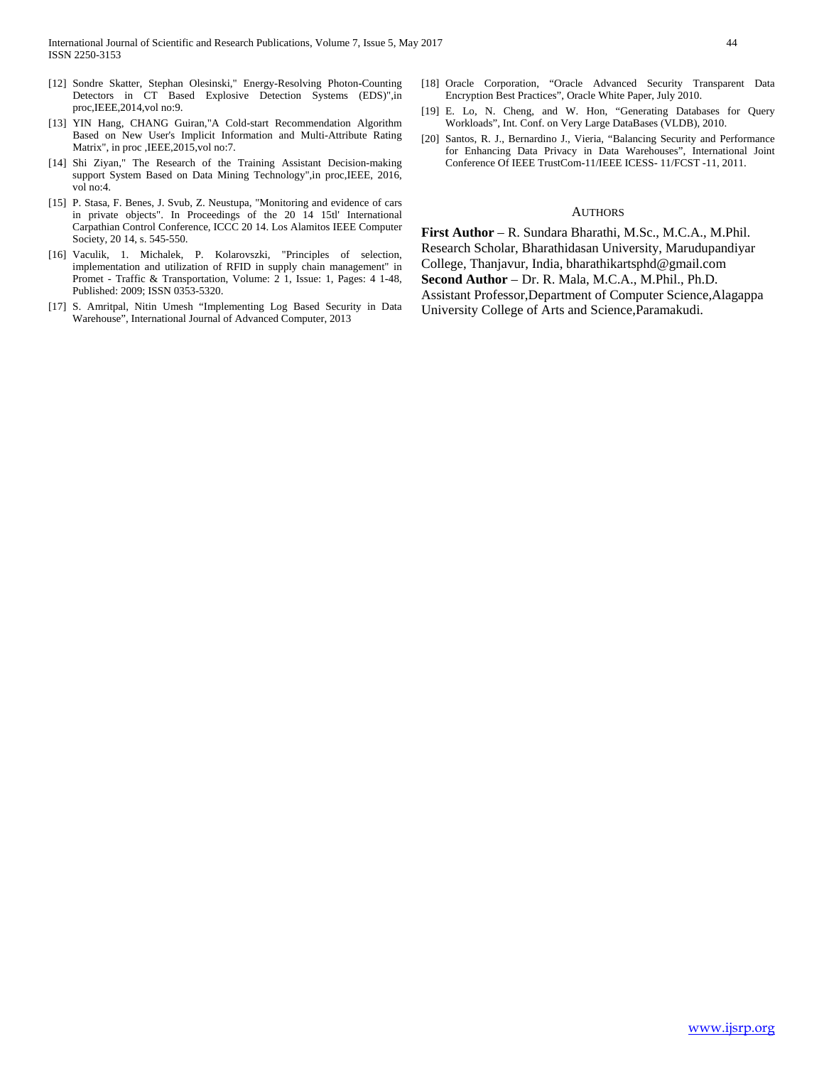[12] Sondre Skatter, Stephan Olesinski," Energy-Resolving Photon-Counting Detectors in CT Based Explosive Detection Systems (EDS)",in proc,IEEE,2014,vol no:9.

[13] YIN Hang, CHANG Guiran,"A Cold-start Recommendation Algorithm Based on New User's Implicit Information and Multi-Attribute Rating Matrix", in proc ,IEEE,2015,vol no:7.

[14] Shi Ziyan," The Research of the Training Assistant Decision-making support System Based on Data Mining Technology",in proc,IEEE, 2016, vol no:4.

[15] P. Stasa, F. Benes, J. Svub, Z. Neustupa, "Monitoring and evidence of cars in private objects". In Proceedings of the 20 14 15tl' International Carpathian Control Conference, ICCC 20 14. Los Alamitos IEEE Computer Society, 20 14, s. 545-550.

[16] Vaculik, 1. Michalek, P. Kolarovszki, "Principles of selection, implementation and utilization of RFID in supply chain management" in Promet - Traffic & Transportation, Volume: 2 1, Issue: 1, Pages: 4 1-48, Published: 2009; ISSN 0353-5320.

[17] S. Amritpal, Nitin Umesh "Implementing Log Based Security in Data Warehouse", International Journal of Advanced Computer, 2013

[18] Oracle Corporation, "Oracle Advanced Security Transparent Data Encryption Best Practices", Oracle White Paper, July 2010.

[19] E. Lo, N. Cheng, and W. Hon, "Generating Databases for Query Workloads", Int. Conf. on Very Large DataBases (VLDB), 2010.

[20] Santos, R. J., Bernardino J., Vieria, "Balancing Security and Performance for Enhancing Data Privacy in Data Warehouses", International Joint Conference Of IEEE TrustCom-11/IEEE ICESS- 11/FCST -11, 2011.

## AUTHORS

**First Author** – R. Sundara Bharathi, M.Sc., M.C.A., M.Phil. Research Scholar, Bharathidasan University, Marudupandiyar College, Thanjavur, India, bharathikartsphd@gmail.com

**Second Author** – Dr. R. Mala, M.C.A., M.Phil., Ph.D. Assistant Professor,Department of Computer Science,Alagappa University College of Arts and Science,Paramakudi.